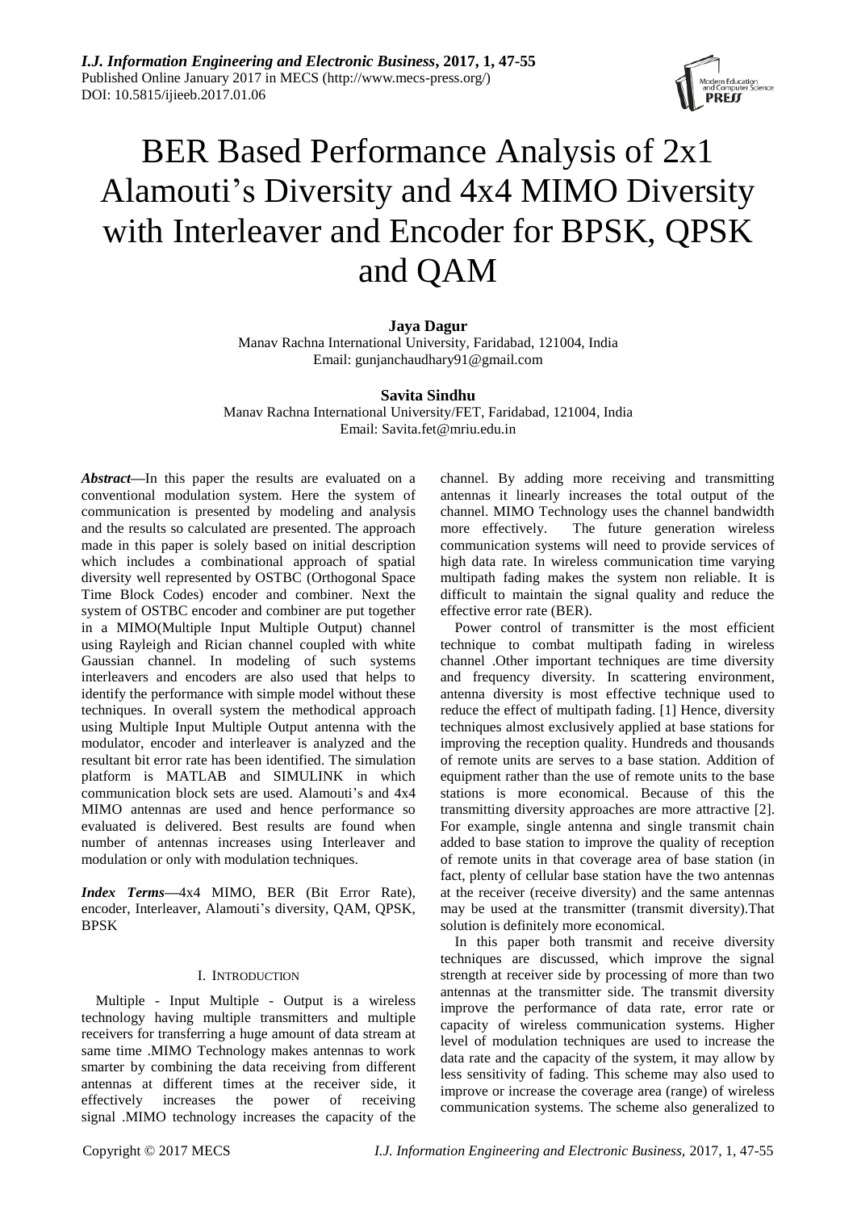# BER Based Performance Analysis of 2x1 Alamouti's Diversity and 4x4 MIMO Diversity with Interleaver and Encoder for BPSK, QPSK and QAM

**Jaya Dagur**
Manav Rachna International University, Faridabad, 121004, India
Email: gunjanchaudhary91@gmail.com

**Savita Sindhu**
Manav Rachna International University/FET, Faridabad, 121004, India
Email: Savita.fet@mriu.edu.in

***Abstract*****—**In this paper the results are evaluated on a conventional modulation system. Here the system of communication is presented by modeling and analysis and the results so calculated are presented. The approach made in this paper is solely based on initial description which includes a combinational approach of spatial diversity well represented by OSTBC (Orthogonal Space Time Block Codes) encoder and combiner. Next the system of OSTBC encoder and combiner are put together in a MIMO(Multiple Input Multiple Output) channel using Rayleigh and Rician channel coupled with white Gaussian channel. In modeling of such systems interleavers and encoders are also used that helps to identify the performance with simple model without these techniques. In overall system the methodical approach using Multiple Input Multiple Output antenna with the modulator, encoder and interleaver is analyzed and the resultant bit error rate has been identified. The simulation platform is MATLAB and SIMULINK in which communication block sets are used. Alamouti's and 4x4 MIMO antennas are used and hence performance so evaluated is delivered. Best results are found when number of antennas increases using Interleaver and modulation or only with modulation techniques.

***Index Terms*****—**4x4 MIMO, BER (Bit Error Rate), encoder, Interleaver, Alamouti's diversity, QAM, QPSK, BPSK

## I. Introduction

Multiple - Input Multiple - Output is a wireless technology having multiple transmitters and multiple receivers for transferring a huge amount of data stream at same time .MIMO Technology makes antennas to work smarter by combining the data receiving from different antennas at different times at the receiver side, it effectively increases the power of receiving signal .MIMO technology increases the capacity of the channel. By adding more receiving and transmitting antennas it linearly increases the total output of the channel. MIMO Technology uses the channel bandwidth more effectively. The future generation wireless communication systems will need to provide services of high data rate. In wireless communication time varying multipath fading makes the system non reliable. It is difficult to maintain the signal quality and reduce the effective error rate (BER).

Power control of transmitter is the most efficient technique to combat multipath fading in wireless channel .Other important techniques are time diversity and frequency diversity. In scattering environment, antenna diversity is most effective technique used to reduce the effect of multipath fading. [1] Hence, diversity techniques almost exclusively applied at base stations for improving the reception quality. Hundreds and thousands of remote units are serves to a base station. Addition of equipment rather than the use of remote units to the base stations is more economical. Because of this the transmitting diversity approaches are more attractive [2]. For example, single antenna and single transmit chain added to base station to improve the quality of reception of remote units in that coverage area of base station (in fact, plenty of cellular base station have the two antennas at the receiver (receive diversity) and the same antennas may be used at the transmitter (transmit diversity).That solution is definitely more economical.

In this paper both transmit and receive diversity techniques are discussed, which improve the signal strength at receiver side by processing of more than two antennas at the transmitter side. The transmit diversity improve the performance of data rate, error rate or capacity of wireless communication systems. Higher level of modulation techniques are used to increase the data rate and the capacity of the system, it may allow by less sensitivity of fading. This scheme may also used to improve or increase the coverage area (range) of wireless communication systems. The scheme also generalized to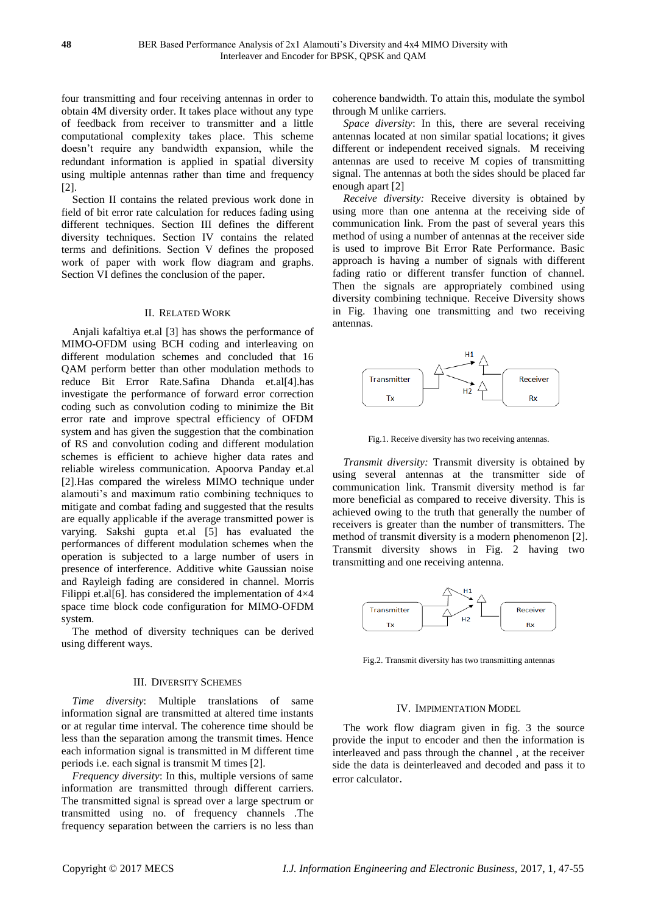four transmitting and four receiving antennas in order to obtain 4M diversity order. It takes place without any type of feedback from receiver to transmitter and a little computational complexity takes place. This scheme doesn't require any bandwidth expansion, while the redundant information is applied in spatial diversity using multiple antennas rather than time and frequency [2].

Section II contains the related previous work done in field of bit error rate calculation for reduces fading using different techniques. Section III defines the different diversity techniques. Section IV contains the related terms and definitions. Section V defines the proposed work of paper with work flow diagram and graphs. Section VI defines the conclusion of the paper.

## II. Related Work

Anjali kafaltiya et.al [3] has shows the performance of MIMO-OFDM using BCH coding and interleaving on different modulation schemes and concluded that 16 QAM perform better than other modulation methods to reduce Bit Error Rate.Safina Dhanda et.al[4].has investigate the performance of forward error correction coding such as convolution coding to minimize the Bit error rate and improve spectral efficiency of OFDM system and has given the suggestion that the combination of RS and convolution coding and different modulation schemes is efficient to achieve higher data rates and reliable wireless communication. Apoorva Panday et.al [2].Has compared the wireless MIMO technique under alamouti's and maximum ratio combining techniques to mitigate and combat fading and suggested that the results are equally applicable if the average transmitted power is varying. Sakshi gupta et.al [5] has evaluated the performances of different modulation schemes when the operation is subjected to a large number of users in presence of interference. Additive white Gaussian noise and Rayleigh fading are considered in channel. Morris Filippi et.al[6]. has considered the implementation of 4×4 space time block code configuration for MIMO-OFDM system.

The method of diversity techniques can be derived using different ways.

## III. Diversity Schemes

*Time diversity*: Multiple translations of same information signal are transmitted at altered time instants or at regular time interval. The coherence time should be less than the separation among the transmit times. Hence each information signal is transmitted in M different time periods i.e. each signal is transmit M times [2].

*Frequency diversity*: In this, multiple versions of same information are transmitted through different carriers. The transmitted signal is spread over a large spectrum or transmitted using no. of frequency channels .The frequency separation between the carriers is no less than coherence bandwidth. To attain this, modulate the symbol through M unlike carriers.

*Space diversity*: In this, there are several receiving antennas located at non similar spatial locations; it gives different or independent received signals. M receiving antennas are used to receive M copies of transmitting signal. The antennas at both the sides should be placed far enough apart [2]

*Receive diversity:* Receive diversity is obtained by using more than one antenna at the receiving side of communication link. From the past of several years this method of using a number of antennas at the receiver side is used to improve Bit Error Rate Performance. Basic approach is having a number of signals with different fading ratio or different transfer function of channel. Then the signals are appropriately combined using diversity combining technique. Receive Diversity shows in Fig. 1having one transmitting and two receiving antennas.

Fig.1. Receive diversity has two receiving antennas.

*Transmit diversity:* Transmit diversity is obtained by using several antennas at the transmitter side of communication link. Transmit diversity method is far more beneficial as compared to receive diversity. This is achieved owing to the truth that generally the number of receivers is greater than the number of transmitters. The method of transmit diversity is a modern phenomenon [2]. Transmit diversity shows in Fig. 2 having two transmitting and one receiving antenna.

Fig.2. Transmit diversity has two transmitting antennas

## IV. Impimentation Model

The work flow diagram given in fig. 3 the source provide the input to encoder and then the information is interleaved and pass through the channel , at the receiver side the data is deinterleaved and decoded and pass it to error calculator.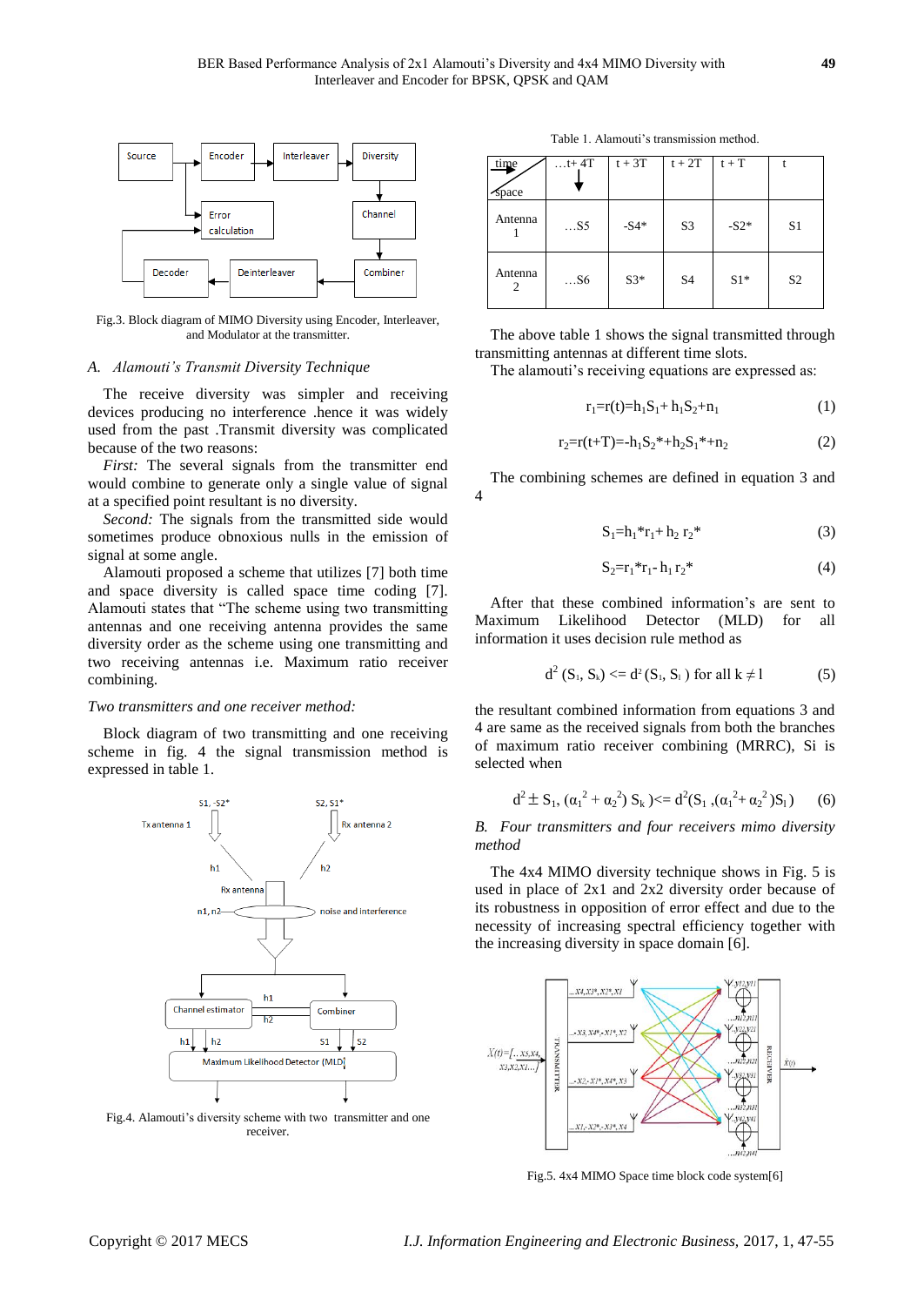Fig.3. Block diagram of MIMO Diversity using Encoder, Interleaver, and Modulator at the transmitter.

### A. *Alamouti's Transmit Diversity Technique*

The receive diversity was simpler and receiving devices producing no interference .hence it was widely used from the past .Transmit diversity was complicated because of the two reasons:

*First:* The several signals from the transmitter end would combine to generate only a single value of signal at a specified point resultant is no diversity.

*Second:* The signals from the transmitted side would sometimes produce obnoxious nulls in the emission of signal at some angle.

Alamouti proposed a scheme that utilizes [7] both time and space diversity is called space time coding [7]. Alamouti states that "The scheme using two transmitting antennas and one receiving antenna provides the same diversity order as the scheme using one transmitting and two receiving antennas i.e. Maximum ratio receiver combining.

*Two transmitters and one receiver method:*

Block diagram of two transmitting and one receiving scheme in fig. 4 the signal transmission method is expressed in table 1.

Fig.4. Alamouti's diversity scheme with two transmitter and one receiver.

Table 1. Alamouti's transmission method.

| time / space | …t+ 4T | t + 3T | t + 2T | t + T | t |
|---|---|---|---|---|---|
| Antenna 1 | …S5 | -S4* | S3 | -S2* | S1 |
| Antenna 2 | …S6 | S3* | S4 | S1* | S2 |

The above table 1 shows the signal transmitted through transmitting antennas at different time slots.

The alamouti's receiving equations are expressed as:

$$r_1=r(t)=h_1S_1+h_1S_2+n_1 \quad (1)$$

$$r_2=r(t+T)=-h_1S_2^*+h_2S_1^*+n_2 \quad (2)$$

The combining schemes are defined in equation 3 and 4

$$S_1=h_1^*r_1+h_2\, r_2^* \quad (3)$$

$$S_2=r_1^*r_1-h_1\, r_2^* \quad (4)$$

After that these combined information's are sent to Maximum Likelihood Detector (MLD) for all information it uses decision rule method as

$$d^2(S_1, S_k) <= d^2(S_1, S_l) \text{ for all } k \neq l \quad (5)$$

the resultant combined information from equations 3 and 4 are same as the received signals from both the branches of maximum ratio receiver combining (MRRC), Si is selected when

$$d^2 \pm S_1, (\alpha_1^2 + \alpha_2^2)\, S_k) <= d^2(S_1, (\alpha_1^2+\alpha_2^2)S_l) \quad (6)$$

### B. *Four transmitters and four receivers mimo diversity method*

The 4x4 MIMO diversity technique shows in Fig. 5 is used in place of 2x1 and 2x2 diversity order because of its robustness in opposition of error effect and due to the necessity of increasing spectral efficiency together with the increasing diversity in space domain [6].

Fig.5. 4x4 MIMO Space time block code system[6]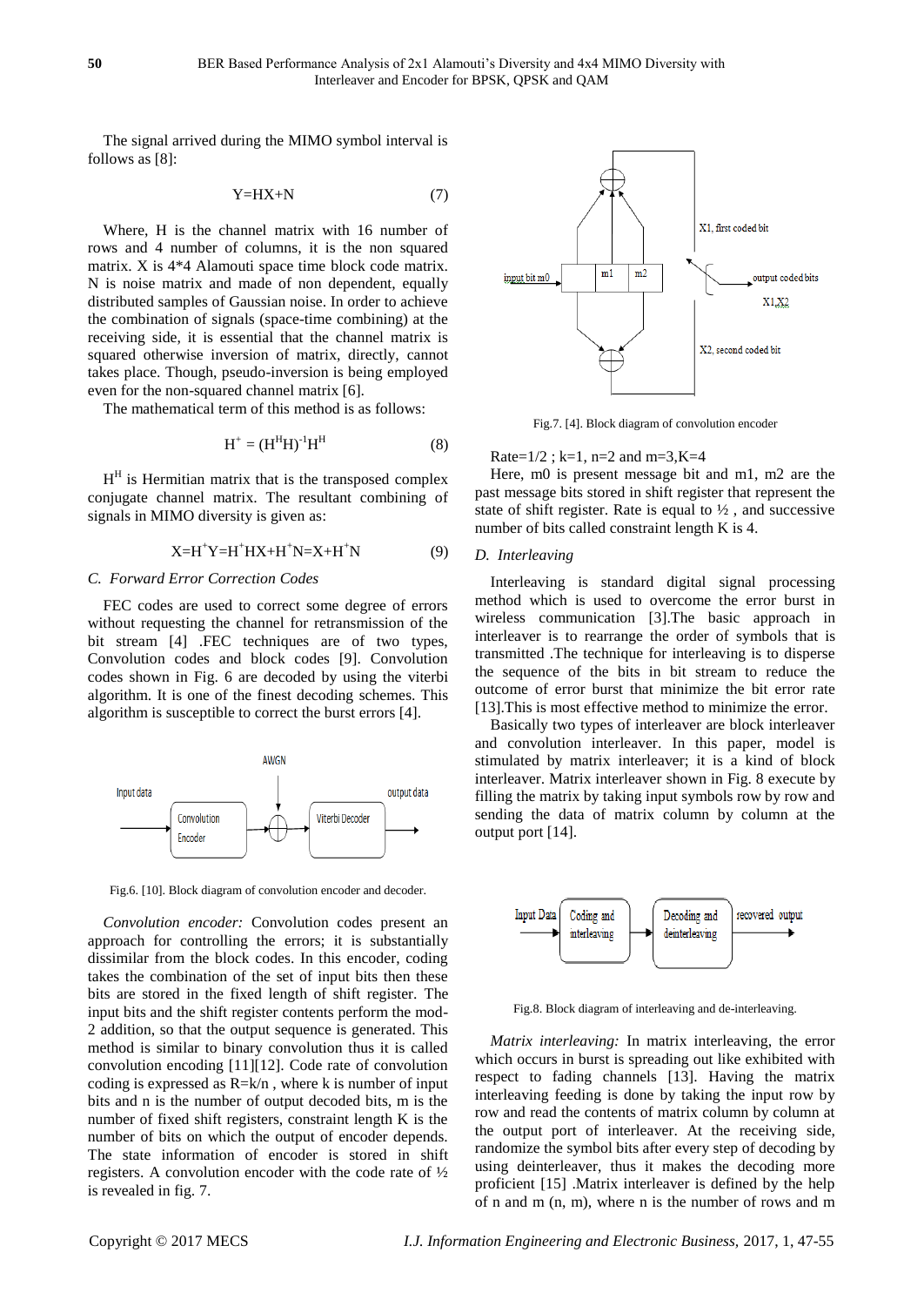The signal arrived during the MIMO symbol interval is follows as [8]:

$$Y=HX+N \tag{7}$$

Where, H is the channel matrix with 16 number of rows and 4 number of columns, it is the non squared matrix. X is 4*4 Alamouti space time block code matrix. N is noise matrix and made of non dependent, equally distributed samples of Gaussian noise. In order to achieve the combination of signals (space-time combining) at the receiving side, it is essential that the channel matrix is squared otherwise inversion of matrix, directly, cannot takes place. Though, pseudo-inversion is being employed even for the non-squared channel matrix [6].

The mathematical term of this method is as follows:

$$H^{+} = (H^{H}H)^{-1}H^{H} \tag{8}$$

$H^H$ is Hermitian matrix that is the transposed complex conjugate channel matrix. The resultant combining of signals in MIMO diversity is given as:

$$X=H^{+}Y=H^{+}HX+H^{+}N=X+H^{+}N \tag{9}$$

### C. Forward Error Correction Codes

FEC codes are used to correct some degree of errors without requesting the channel for retransmission of the bit stream [4] .FEC techniques are of two types, Convolution codes and block codes [9]. Convolution codes shown in Fig. 6 are decoded by using the viterbi algorithm. It is one of the finest decoding schemes. This algorithm is susceptible to correct the burst errors [4].

Fig.6. [10]. Block diagram of convolution encoder and decoder.

*Convolution encoder:* Convolution codes present an approach for controlling the errors; it is substantially dissimilar from the block codes. In this encoder, coding takes the combination of the set of input bits then these bits are stored in the fixed length of shift register. The input bits and the shift register contents perform the mod-2 addition, so that the output sequence is generated. This method is similar to binary convolution thus it is called convolution encoding [11][12]. Code rate of convolution coding is expressed as R=k/n , where k is number of input bits and n is the number of output decoded bits, m is the number of fixed shift registers, constraint length K is the number of bits on which the output of encoder depends. The state information of encoder is stored in shift registers. A convolution encoder with the code rate of ½ is revealed in fig. 7.

Fig.7. [4]. Block diagram of convolution encoder

Rate=1/2 ; k=1, n=2 and m=3,K=4

Here, m0 is present message bit and m1, m2 are the past message bits stored in shift register that represent the state of shift register. Rate is equal to ½ , and successive number of bits called constraint length K is 4.

### D. Interleaving

Interleaving is standard digital signal processing method which is used to overcome the error burst in wireless communication [3].The basic approach in interleaver is to rearrange the order of symbols that is transmitted .The technique for interleaving is to disperse the sequence of the bits in bit stream to reduce the outcome of error burst that minimize the bit error rate [13].This is most effective method to minimize the error.

Basically two types of interleaver are block interleaver and convolution interleaver. In this paper, model is stimulated by matrix interleaver; it is a kind of block interleaver. Matrix interleaver shown in Fig. 8 execute by filling the matrix by taking input symbols row by row and sending the data of matrix column by column at the output port [14].

Fig.8. Block diagram of interleaving and de-interleaving.

*Matrix interleaving:* In matrix interleaving, the error which occurs in burst is spreading out like exhibited with respect to fading channels [13]. Having the matrix interleaving feeding is done by taking the input row by row and read the contents of matrix column by column at the output port of interleaver. At the receiving side, randomize the symbol bits after every step of decoding by using deinterleaver, thus it makes the decoding more proficient [15] .Matrix interleaver is defined by the help of n and m (n, m), where n is the number of rows and m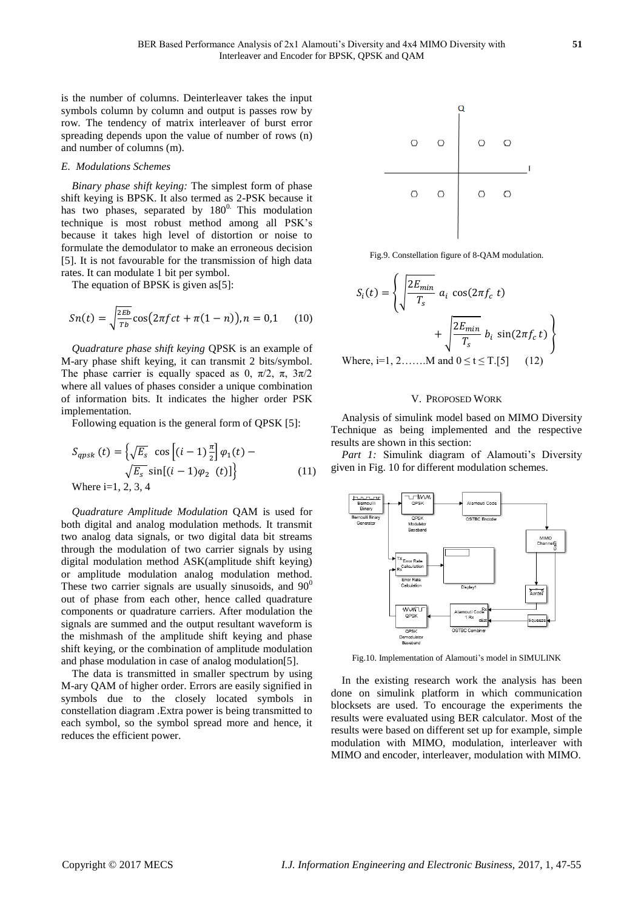is the number of columns. Deinterleaver takes the input symbols column by column and output is passes row by row. The tendency of matrix interleaver of burst error spreading depends upon the value of number of rows (n) and number of columns (m).

### *E. Modulations Schemes*

*Binary phase shift keying:* The simplest form of phase shift keying is BPSK. It also termed as 2-PSK because it has two phases, separated by $180^0$. This modulation technique is most robust method among all PSK's because it takes high level of distortion or noise to formulate the demodulator to make an erroneous decision [5]. It is not favourable for the transmission of high data rates. It can modulate 1 bit per symbol.

The equation of BPSK is given as[5]:

$$Sn(t) = \sqrt{\frac{2Eb}{Tb}}\cos\big(2\pi fct + \pi(1-n)\big), n = 0,1 \qquad (10)$$

*Quadrature phase shift keying* QPSK is an example of M-ary phase shift keying, it can transmit 2 bits/symbol. The phase carrier is equally spaced as 0, $\pi/2$, $\pi$, $3\pi/2$ where all values of phases consider a unique combination of information bits. It indicates the higher order PSK implementation.

Following equation is the general form of QPSK [5]:

$$S_{qpsk}(t) = \left\{\sqrt{E_s}\ \cos\left[(i-1)\frac{\pi}{2}\right]\varphi_1(t) - \sqrt{E_s}\sin[(i-1)\varphi_2\ (t)]\right\} \qquad (11)$$

Where i=1, 2, 3, 4

*Quadrature Amplitude Modulation* QAM is used for both digital and analog modulation methods. It transmit two analog data signals, or two digital data bit streams through the modulation of two carrier signals by using digital modulation method ASK(amplitude shift keying) or amplitude modulation analog modulation method. These two carrier signals are usually sinusoids, and $90^0$ out of phase from each other, hence called quadrature components or quadrature carriers. After modulation the signals are summed and the output resultant waveform is the mishmash of the amplitude shift keying and phase shift keying, or the combination of amplitude modulation and phase modulation in case of analog modulation[5].

The data is transmitted in smaller spectrum by using M-ary QAM of higher order. Errors are easily signified in symbols due to the closely located symbols in constellation diagram .Extra power is being transmitted to each symbol, so the symbol spread more and hence, it reduces the efficient power.

Fig.9. Constellation figure of 8-QAM modulation.

$$S_i(t) = \left\{\sqrt{\frac{2E_{min}}{T_s}}\ a_i\ \cos(2\pi f_c\ t) + \sqrt{\frac{2E_{min}}{T_s}}\ b_i\ \sin(2\pi f_c\ t)\right\}$$

Where, i=1, 2…….M and $0 \le t \le T$.[5] (12)

## V. Proposed Work

Analysis of simulink model based on MIMO Diversity Technique as being implemented and the respective results are shown in this section:

*Part 1:* Simulink diagram of Alamouti's Diversity given in Fig. 10 for different modulation schemes.

Fig.10. Implementation of Alamouti's model in SIMULINK

In the existing research work the analysis has been done on simulink platform in which communication blocksets are used. To encourage the experiments the results were evaluated using BER calculator. Most of the results were based on different set up for example, simple modulation with MIMO, modulation, interleaver with MIMO and encoder, interleaver, modulation with MIMO.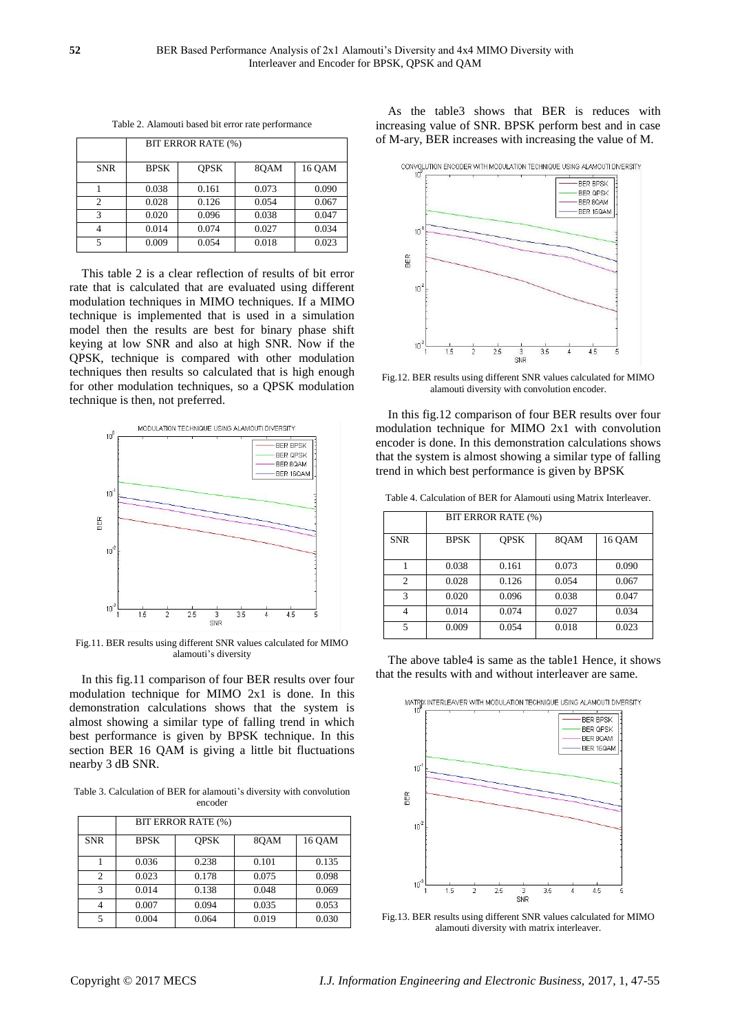Table 2. Alamouti based bit error rate performance

| | BIT ERROR RATE (%) | | | |
|---|---|---|---|---|
| SNR | BPSK | QPSK | 8QAM | 16 QAM |
| 1 | 0.038 | 0.161 | 0.073 | 0.090 |
| 2 | 0.028 | 0.126 | 0.054 | 0.067 |
| 3 | 0.020 | 0.096 | 0.038 | 0.047 |
| 4 | 0.014 | 0.074 | 0.027 | 0.034 |
| 5 | 0.009 | 0.054 | 0.018 | 0.023 |

This table 2 is a clear reflection of results of bit error rate that is calculated that are evaluated using different modulation techniques in MIMO techniques. If a MIMO technique is implemented that is used in a simulation model then the results are best for binary phase shift keying at low SNR and also at high SNR. Now if the QPSK, technique is compared with other modulation techniques then results so calculated that is high enough for other modulation techniques, so a QPSK modulation technique is then, not preferred.

Fig.11. BER results using different SNR values calculated for MIMO alamouti's diversity

In this fig.11 comparison of four BER results over four modulation technique for MIMO 2x1 is done. In this demonstration calculations shows that the system is almost showing a similar type of falling trend in which best performance is given by BPSK technique. In this section BER 16 QAM is giving a little bit fluctuations nearby 3 dB SNR.

Table 3. Calculation of BER for alamouti's diversity with convolution encoder

| | BIT ERROR RATE (%) | | | |
|---|---|---|---|---|
| SNR | BPSK | QPSK | 8QAM | 16 QAM |
| 1 | 0.036 | 0.238 | 0.101 | 0.135 |
| 2 | 0.023 | 0.178 | 0.075 | 0.098 |
| 3 | 0.014 | 0.138 | 0.048 | 0.069 |
| 4 | 0.007 | 0.094 | 0.035 | 0.053 |
| 5 | 0.004 | 0.064 | 0.019 | 0.030 |

As the table3 shows that BER is reduces with increasing value of SNR. BPSK perform best and in case of M-ary, BER increases with increasing the value of M.

Fig.12. BER results using different SNR values calculated for MIMO alamouti diversity with convolution encoder.

In this fig.12 comparison of four BER results over four modulation technique for MIMO 2x1 with convolution encoder is done. In this demonstration calculations shows that the system is almost showing a similar type of falling trend in which best performance is given by BPSK

Table 4. Calculation of BER for Alamouti using Matrix Interleaver.

| | BIT ERROR RATE (%) | | | |
|---|---|---|---|---|
| SNR | BPSK | QPSK | 8QAM | 16 QAM |
| 1 | 0.038 | 0.161 | 0.073 | 0.090 |
| 2 | 0.028 | 0.126 | 0.054 | 0.067 |
| 3 | 0.020 | 0.096 | 0.038 | 0.047 |
| 4 | 0.014 | 0.074 | 0.027 | 0.034 |
| 5 | 0.009 | 0.054 | 0.018 | 0.023 |

The above table4 is same as the table1 Hence, it shows that the results with and without interleaver are same.

Fig.13. BER results using different SNR values calculated for MIMO alamouti diversity with matrix interleaver.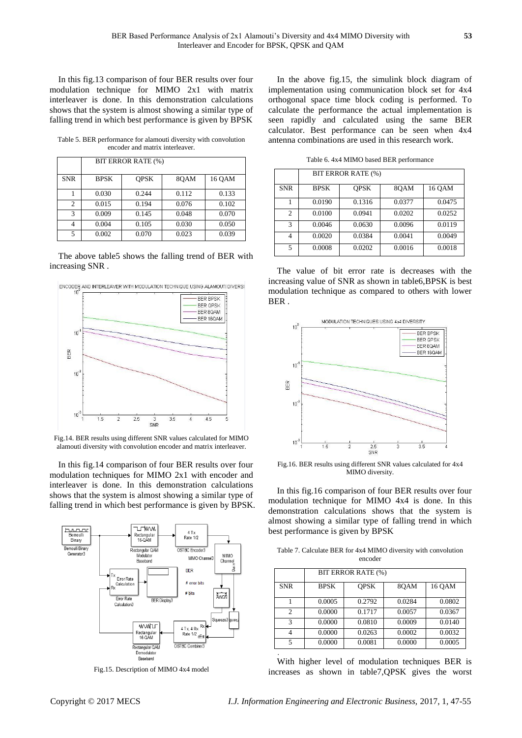In this fig.13 comparison of four BER results over four modulation technique for MIMO 2x1 with matrix interleaver is done. In this demonstration calculations shows that the system is almost showing a similar type of falling trend in which best performance is given by BPSK

Table 5. BER performance for alamouti diversity with convolution encoder and matrix interleaver.

| | BIT ERROR RATE (%) | | | |
|---|---|---|---|---|
| SNR | BPSK | QPSK | 8QAM | 16 QAM |
| 1 | 0.030 | 0.244 | 0.112 | 0.133 |
| 2 | 0.015 | 0.194 | 0.076 | 0.102 |
| 3 | 0.009 | 0.145 | 0.048 | 0.070 |
| 4 | 0.004 | 0.105 | 0.030 | 0.050 |
| 5 | 0.002 | 0.070 | 0.023 | 0.039 |

The above table5 shows the falling trend of BER with increasing SNR .

Fig.14. BER results using different SNR values calculated for MIMO alamouti diversity with convolution encoder and matrix interleaver.

In this fig.14 comparison of four BER results over four modulation techniques for MIMO 2x1 with encoder and interleaver is done. In this demonstration calculations shows that the system is almost showing a similar type of falling trend in which best performance is given by BPSK.

Fig.15. Description of MIMO 4x4 model

In the above fig.15, the simulink block diagram of implementation using communication block set for 4x4 orthogonal space time block coding is performed. To calculate the performance the actual implementation is seen rapidly and calculated using the same BER calculator. Best performance can be seen when 4x4 antenna combinations are used in this research work.

Table 6. 4x4 MIMO based BER performance

| | BIT ERROR RATE (%) | | | |
|---|---|---|---|---|
| SNR | BPSK | QPSK | 8QAM | 16 QAM |
| 1 | 0.0190 | 0.1316 | 0.0377 | 0.0475 |
| 2 | 0.0100 | 0.0941 | 0.0202 | 0.0252 |
| 3 | 0.0046 | 0.0630 | 0.0096 | 0.0119 |
| 4 | 0.0020 | 0.0384 | 0.0041 | 0.0049 |
| 5 | 0.0008 | 0.0202 | 0.0016 | 0.0018 |

The value of bit error rate is decreases with the increasing value of SNR as shown in table6,BPSK is best modulation technique as compared to others with lower BER .

Fig.16. BER results using different SNR values calculated for 4x4 MIMO diversity.

In this fig.16 comparison of four BER results over four modulation technique for MIMO 4x4 is done. In this demonstration calculations shows that the system is almost showing a similar type of falling trend in which best performance is given by BPSK

Table 7. Calculate BER for 4x4 MIMO diversity with convolution encoder

| | BIT ERROR RATE (%) | | | |
|---|---|---|---|---|
| SNR | BPSK | QPSK | 8QAM | 16 QAM |
| 1 | 0.0005 | 0.2792 | 0.0284 | 0.0802 |
| 2 | 0.0000 | 0.1717 | 0.0057 | 0.0367 |
| 3 | 0.0000 | 0.0810 | 0.0009 | 0.0140 |
| 4 | 0.0000 | 0.0263 | 0.0002 | 0.0032 |
| 5 | 0.0000 | 0.0081 | 0.0000 | 0.0005 |

With higher level of modulation techniques BER is increases as shown in table7,QPSK gives the worst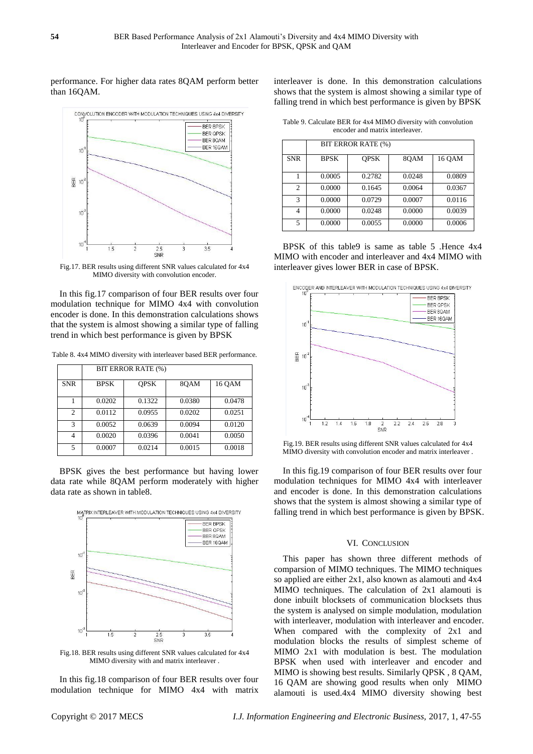performance. For higher data rates 8QAM perform better than 16QAM.

Fig.17. BER results using different SNR values calculated for 4x4 MIMO diversity with convolution encoder.

In this fig.17 comparison of four BER results over four modulation technique for MIMO 4x4 with convolution encoder is done. In this demonstration calculations shows that the system is almost showing a similar type of falling trend in which best performance is given by BPSK

Table 8. 4x4 MIMO diversity with interleaver based BER performance.

| | BIT ERROR RATE (%) | | | |
|---|---|---|---|---|
| SNR | BPSK | QPSK | 8QAM | 16 QAM |
| 1 | 0.0202 | 0.1322 | 0.0380 | 0.0478 |
| 2 | 0.0112 | 0.0955 | 0.0202 | 0.0251 |
| 3 | 0.0052 | 0.0639 | 0.0094 | 0.0120 |
| 4 | 0.0020 | 0.0396 | 0.0041 | 0.0050 |
| 5 | 0.0007 | 0.0214 | 0.0015 | 0.0018 |

BPSK gives the best performance but having lower data rate while 8QAM perform moderately with higher data rate as shown in table8.

Fig.18. BER results using different SNR values calculated for 4x4 MIMO diversity with and matrix interleaver .

In this fig.18 comparison of four BER results over four modulation technique for MIMO 4x4 with matrix interleaver is done. In this demonstration calculations shows that the system is almost showing a similar type of falling trend in which best performance is given by BPSK

Table 9. Calculate BER for 4x4 MIMO diversity with convolution encoder and matrix interleaver.

| | BIT ERROR RATE (%) | | | |
|---|---|---|---|---|
| SNR | BPSK | QPSK | 8QAM | 16 QAM |
| 1 | 0.0005 | 0.2782 | 0.0248 | 0.0809 |
| 2 | 0.0000 | 0.1645 | 0.0064 | 0.0367 |
| 3 | 0.0000 | 0.0729 | 0.0007 | 0.0116 |
| 4 | 0.0000 | 0.0248 | 0.0000 | 0.0039 |
| 5 | 0.0000 | 0.0055 | 0.0000 | 0.0006 |

BPSK of this table9 is same as table 5 .Hence 4x4 MIMO with encoder and interleaver and 4x4 MIMO with interleaver gives lower BER in case of BPSK.

Fig.19. BER results using different SNR values calculated for 4x4 MIMO diversity with convolution encoder and matrix interleaver .

In this fig.19 comparison of four BER results over four modulation techniques for MIMO 4x4 with interleaver and encoder is done. In this demonstration calculations shows that the system is almost showing a similar type of falling trend in which best performance is given by BPSK.

## VI. Conclusion

This paper has shown three different methods of comparsion of MIMO techniques. The MIMO techniques so applied are either 2x1, also known as alamouti and 4x4 MIMO techniques. The calculation of 2x1 alamouti is done inbuilt blocksets of communication blocksets thus the system is analysed on simple modulation, modulation with interleaver, modulation with interleaver and encoder. When compared with the complexity of 2x1 and modulation blocks the results of simplest scheme of MIMO 2x1 with modulation is best. The modulation BPSK when used with interleaver and encoder and MIMO is showing best results. Similarly QPSK , 8 QAM, 16 QAM are showing good results when only MIMO alamouti is used.4x4 MIMO diversity showing best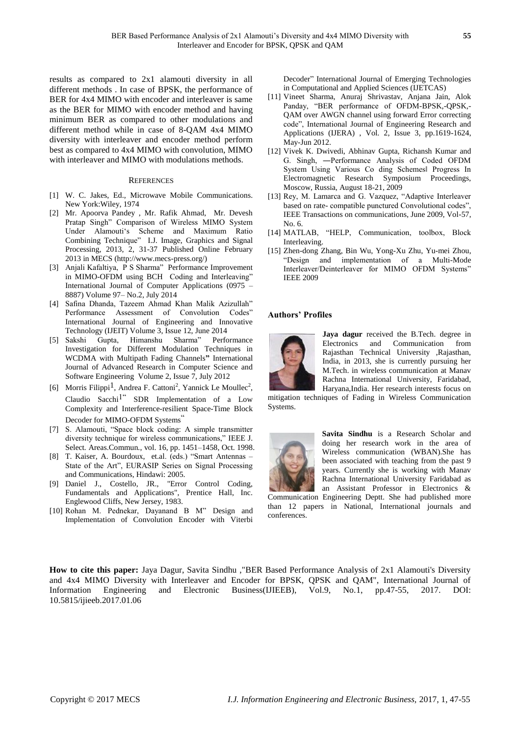results as compared to 2x1 alamouti diversity in all different methods . In case of BPSK, the performance of BER for 4x4 MIMO with encoder and interleaver is same as the BER for MIMO with encoder method and having minimum BER as compared to other modulations and different method while in case of 8-QAM 4x4 MIMO diversity with interleaver and encoder method perform best as compared to 4x4 MIMO with convolution, MIMO with interleaver and MIMO with modulations methods.

## REFERENCES

[1] W. C. Jakes, Ed., Microwave Mobile Communications. New York:Wiley, 1974

[2] Mr. Apoorva Pandey , Mr. Rafik Ahmad, Mr. Devesh Pratap Singh" Comparison of Wireless MIMO System Under Alamouti's Scheme and Maximum Ratio Combining Technique" I.J. Image, Graphics and Signal Processing, 2013, 2, 31-37 Published Online February 2013 in MECS (http://www.mecs-press.org/)

[3] Anjali Kafaltiya, P S Sharma" Performance Improvement in MIMO-OFDM using BCH Coding and Interleaving" International Journal of Computer Applications (0975 – 8887) Volume 97– No.2, July 2014

[4] Safina Dhanda, Tazeem Ahmad Khan Malik Azizullah" Performance Assessment of Convolution Codes" International Journal of Engineering and Innovative Technology (IJEIT) Volume 3, Issue 12, June 2014

[5] Sakshi Gupta, Himanshu Sharma" Performance Investigation for Different Modulation Techniques in WCDMA with Multipath Fading Channels**"** International Journal of Advanced Research in Computer Science and Software Engineering Volume 2, Issue 7, July 2012

[6] Morris Filippi[1], Andrea F. Cattoni[2], Yannick Le Moullec[2], Claudio Sacchi[1]" SDR Implementation of a Low Complexity and Interference-resilient Space-Time Block Decoder for MIMO-OFDM Systems"

[7] S. Alamouti, "Space block coding: A simple transmitter diversity technique for wireless communications," IEEE J. Select. Areas.Commun., vol. 16, pp. 1451–1458, Oct. 1998.

[8] T. Kaiser, A. Bourdoux, et.al. (eds.) "Smart Antennas – State of the Art", EURASIP Series on Signal Processing and Communications, Hindawi: 2005.

[9] Daniel J., Costello, JR., "Error Control Coding, Fundamentals and Applications", Prentice Hall, Inc. Englewood Cliffs, New Jersey, 1983.

[10] Rohan M. Pednekar, Dayanand B M" Design and Implementation of Convolution Encoder with Viterbi Decoder" International Journal of Emerging Technologies in Computational and Applied Sciences (IJETCAS)

[11] Vineet Sharma, Anuraj Shrivastav, Anjana Jain, Alok Panday, "BER performance of OFDM-BPSK,-QPSK,-QAM over AWGN channel using forward Error correcting code", International Journal of Engineering Research and Applications (IJERA) , Vol. 2, Issue 3, pp.1619-1624, May-Jun 2012.

[12] Vivek K. Dwivedi, Abhinav Gupta, Richansh Kumar and G. Singh, ―Performance Analysis of Coded OFDM System Using Various Co ding Schemes‖ Progress In Electromagnetic Research Symposium Proceedings, Moscow, Russia, August 18-21, 2009

[13] Rey, M. Lamarca and G. Vazquez, "Adaptive Interleaver based on rate- compatible punctured Convolutional codes", IEEE Transactions on communications, June 2009, Vol-57, No. 6.

[14] MATLAB, "HELP, Communication, toolbox, Block Interleaving.

[15] Zhen-dong Zhang, Bin Wu, Yong-Xu Zhu, Yu-mei Zhou, "Design and implementation of a Multi-Mode Interleaver/Deinterleaver for MIMO OFDM Systems" IEEE 2009

### Authors' Profiles

**Jaya dagur** received the B.Tech. degree in Electronics and Communication from Rajasthan Technical University ,Rajasthan, India, in 2013, she is currently pursuing her M.Tech. in wireless communication at Manav Rachna International University, Faridabad, Haryana,India. Her research interests focus on mitigation techniques of Fading in Wireless Communication Systems.

**Savita Sindhu** is a Research Scholar and doing her research work in the area of Wireless communication (WBAN).She has been associated with teaching from the past 9 years. Currently she is working with Manav Rachna International University Faridabad as an Assistant Professor in Electronics & Communication Engineering Deptt. She had published more than 12 papers in National, International journals and conferences.

**How to cite this paper:** Jaya Dagur, Savita Sindhu ,"BER Based Performance Analysis of 2x1 Alamouti's Diversity and 4x4 MIMO Diversity with Interleaver and Encoder for BPSK, QPSK and QAM", International Journal of Information Engineering and Electronic Business(IJIEEB), Vol.9, No.1, pp.47-55, 2017. DOI: 10.5815/ijieeb.2017.01.06